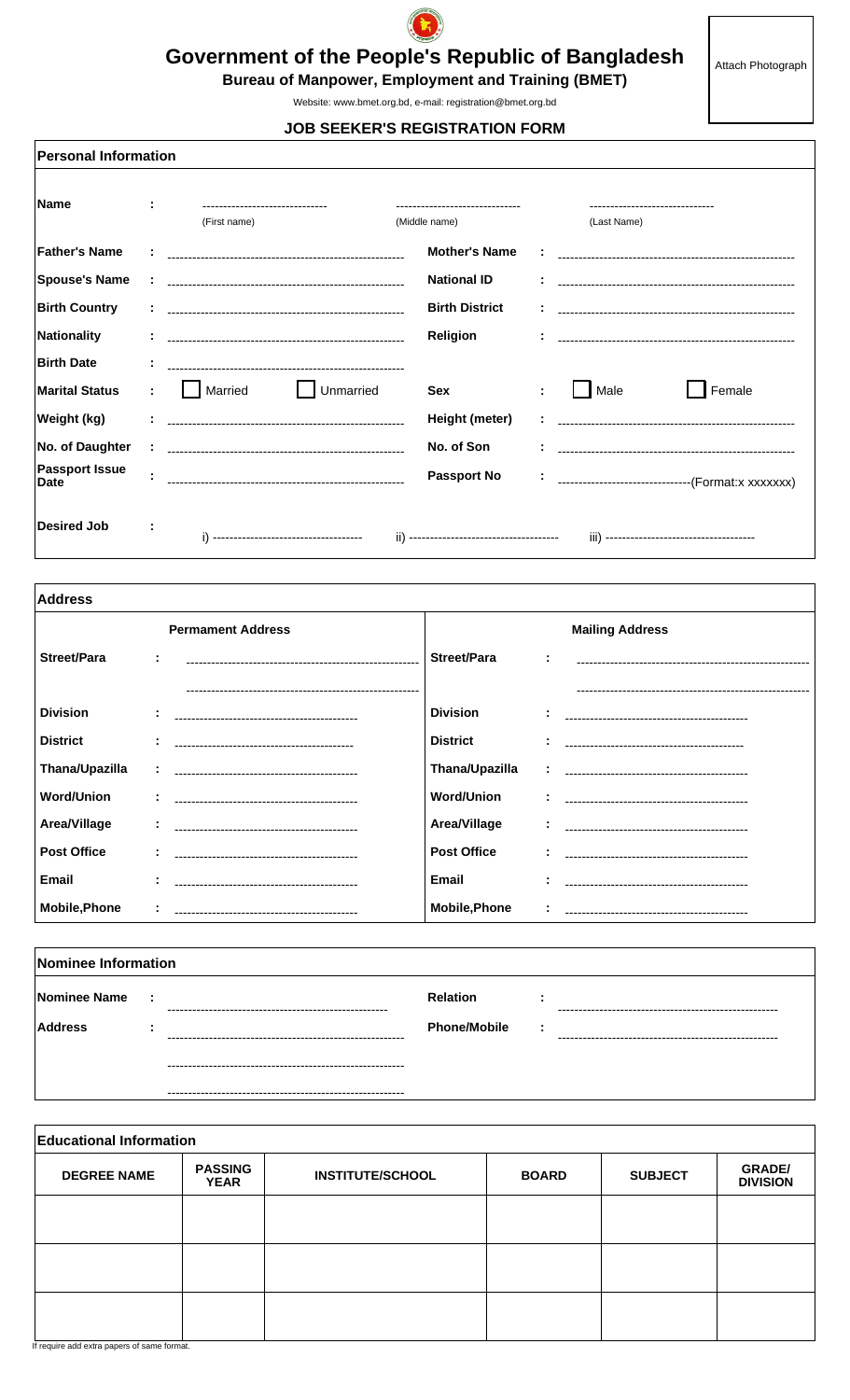# Government of the People's Republic of Bangladesh

## Bureau of Manpower, Employment and Training (BMET)

Website: www.bmet.org.bd, e-mail: registration@bmet.org.bd

Attach Photograph

### JOB SEEKER'S REGISTRATION FORM

**Personal Information**

| | | | |
|---|---|---|---|
| **Name** | : ______________ (First name) ______________ (Middle name) ______________ (Last Name) | | |
| **Father's Name** | : ______________ | **Mother's Name** | : ______________ |
| **Spouse's Name** | : ______________ | **National ID** | : ______________ |
| **Birth Country** | : ______________ | **Birth District** | : ______________ |
| **Nationality** | : ______________ | **Religion** | : ______________ |
| **Birth Date** | : ______________ | | |
| **Marital Status** | : ☐ Married ☐ Unmarried | **Sex** | : ☐ Male ☐ Female |
| **Weight (kg)** | : ______________ | **Height (meter)** | : ______________ |
| **No. of Daughter** | : ______________ | **No. of Son** | : ______________ |
| **Passport Issue Date** | : ______________ | **Passport No** | : ______________(Format:x xxxxxxx) |
| **Desired Job** | : i) ______________ ii) ______________ iii) ______________ | | |

**Address**

| Permament Address | | Mailing Address | |
|---|---|---|---|
| **Street/Para** | : ______________ ______________ | **Street/Para** | : ______________ ______________ |
| **Division** | : ______________ | **Division** | : ______________ |
| **District** | : ______________ | **District** | : ______________ |
| **Thana/Upazilla** | : ______________ | **Thana/Upazilla** | : ______________ |
| **Word/Union** | : ______________ | **Word/Union** | : ______________ |
| **Area/Village** | : ______________ | **Area/Village** | : ______________ |
| **Post Office** | : ______________ | **Post Office** | : ______________ |
| **Email** | : ______________ | **Email** | : ______________ |
| **Mobile,Phone** | : ______________ | **Mobile,Phone** | : ______________ |

**Nominee Information**

| | | | |
|---|---|---|---|
| **Nominee Name** | : ______________ | **Relation** | : ______________ |
| **Address** | : ______________ ______________ ______________ | **Phone/Mobile** | : ______________ |

**Educational Information**

| DEGREE NAME | PASSING YEAR | INSTITUTE/SCHOOL | BOARD | SUBJECT | GRADE/ DIVISION |
|---|---|---|---|---|---|
| | | | | | |
| | | | | | |
| | | | | | |

If require add extra papers of same format.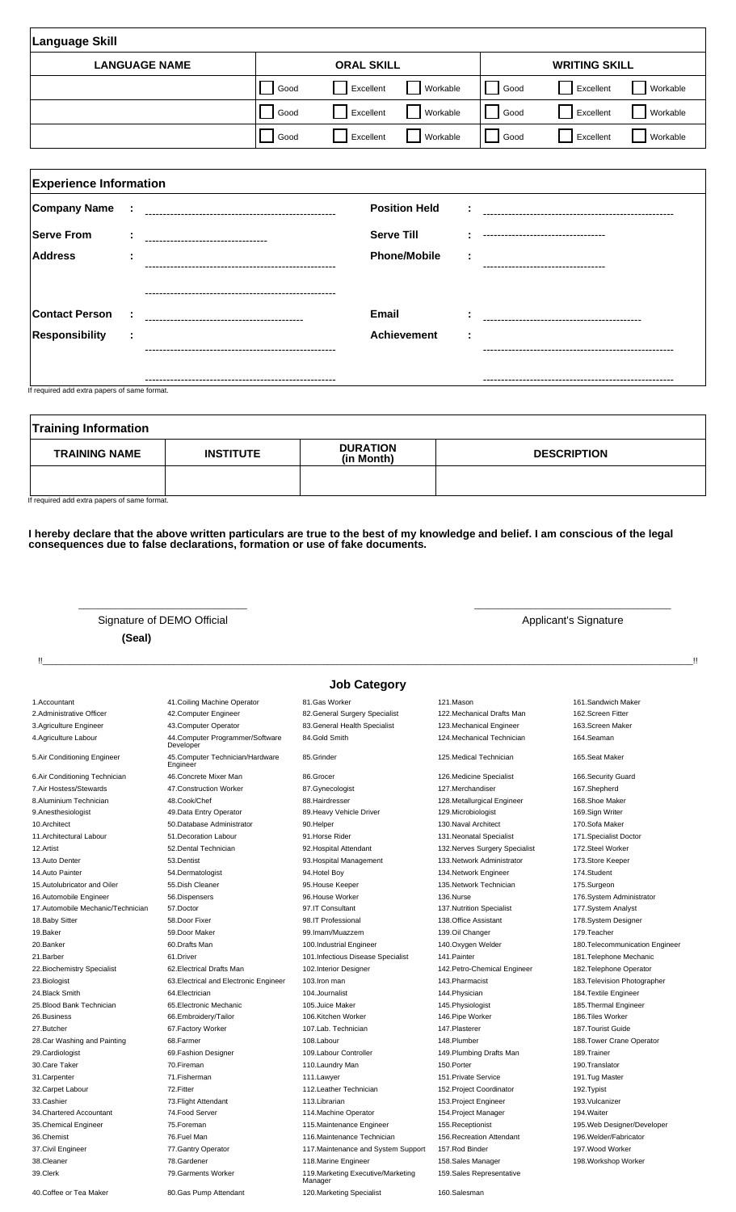## Language Skill

| LANGUAGE NAME | ORAL SKILL | | | WRITING SKILL | | |
|---|---|---|---|---|---|---|
| | Good | Excellent | Workable | Good | Excellent | Workable |
| | Good | Excellent | Workable | Good | Excellent | Workable |
| | Good | Excellent | Workable | Good | Excellent | Workable |

## Experience Information

**Company Name** : ----------------------------------------------------

**Position Held** : ----------------------------------------------------

**Serve From** : ----------------------------------

**Serve Till** : ----------------------------------

**Address** : ----------------------------------------------------

----------------------------------------------------

**Phone/Mobile** : ----------------------------------

**Contact Person** : ----------------------------------------------

**Email** : ----------------------------------------------

**Responsibility** : ----------------------------------------------------

----------------------------------------------------

**Achievement** : ----------------------------------------------------

----------------------------------------------------

If required add extra papers of same format.

## Training Information

| TRAINING NAME | INSTITUTE | DURATION (in Month) | DESCRIPTION |
|---|---|---|---|
| | | | |

If required add extra papers of same format.

**I hereby declare that the above written particulars are true to the best of my knowledge and belief. I am conscious of the legal consequences due to false declarations, formation or use of fake documents.**

______________________________

Signature of DEMO Official

**(Seal)**

__________________________________

Applicant's Signature

!!______________________________________________________________________________!!

## Job Category

| | | | | |
|---|---|---|---|---|
| 1.Accountant | 41.Coiling Machine Operator | 81.Gas Worker | 121.Mason | 161.Sandwich Maker |
| 2.Administrative Officer | 42.Computer Engineer | 82.General Surgery Specialist | 122.Mechanical Drafts Man | 162.Screen Fitter |
| 3.Agriculture Engineer | 43.Computer Operator | 83.General Health Specialist | 123.Mechanical Engineer | 163.Screen Maker |
| 4.Agriculture Labour | 44.Computer Programmer/Software Developer | 84.Gold Smith | 124.Mechanical Technician | 164.Seaman |
| 5.Air Conditioning Engineer | 45.Computer Technician/Hardware Engineer | 85.Grinder | 125.Medical Technician | 165.Seat Maker |
| 6.Air Conditioning Technician | 46.Concrete Mixer Man | 86.Grocer | 126.Medicine Specialist | 166.Security Guard |
| 7.Air Hostess/Stewards | 47.Construction Worker | 87.Gynecologist | 127.Merchandiser | 167.Shepherd |
| 8.Aluminium Technician | 48.Cook/Chef | 88.Hairdresser | 128.Metallurgical Engineer | 168.Shoe Maker |
| 9.Anesthesiologist | 49.Data Entry Operator | 89.Heavy Vehicle Driver | 129.Microbiologist | 169.Sign Writer |
| 10.Architect | 50.Database Administrator | 90.Helper | 130.Naval Architect | 170.Sofa Maker |
| 11.Architectural Labour | 51.Decoration Labour | 91.Horse Rider | 131.Neonatal Specialist | 171.Specialist Doctor |
| 12.Artist | 52.Dental Technician | 92.Hospital Attendant | 132.Nerves Surgery Specialist | 172.Steel Worker |
| 13.Auto Denter | 53.Dentist | 93.Hospital Management | 133.Network Administrator | 173.Store Keeper |
| 14.Auto Painter | 54.Dermatologist | 94.Hotel Boy | 134.Network Engineer | 174.Student |
| 15.Autolubricator and Oiler | 55.Dish Cleaner | 95.House Keeper | 135.Network Technician | 175.Surgeon |
| 16.Automobile Engineer | 56.Dispensers | 96.House Worker | 136.Nurse | 176.System Administrator |
| 17.Automobile Mechanic/Technician | 57.Doctor | 97.IT Consultant | 137.Nutrition Specialist | 177.System Analyst |
| 18.Baby Sitter | 58.Door Fixer | 98.IT Professional | 138.Office Assistant | 178.System Designer |
| 19.Baker | 59.Door Maker | 99.Imam/Muazzem | 139.Oil Changer | 179.Teacher |
| 20.Banker | 60.Drafts Man | 100.Industrial Engineer | 140.Oxygen Welder | 180.Telecommunication Engineer |
| 21.Barber | 61.Driver | 101.Infectious Disease Specialist | 141.Painter | 181.Telephone Mechanic |
| 22.Biochemistry Specialist | 62.Electrical Drafts Man | 102.Interior Designer | 142.Petro-Chemical Engineer | 182.Telephone Operator |
| 23.Biologist | 63.Electrical and Electronic Engineer | 103.Iron man | 143.Pharmacist | 183.Television Photographer |
| 24.Black Smith | 64.Electrician | 104.Journalist | 144.Physician | 184.Textile Engineer |
| 25.Blood Bank Technician | 65.Electronic Mechanic | 105.Juice Maker | 145.Physiologist | 185.Thermal Engineer |
| 26.Business | 66.Embroidery/Tailor | 106.Kitchen Worker | 146.Pipe Worker | 186.Tiles Worker |
| 27.Butcher | 67.Factory Worker | 107.Lab. Technician | 147.Plasterer | 187.Tourist Guide |
| 28.Car Washing and Painting | 68.Farmer | 108.Labour | 148.Plumber | 188.Tower Crane Operator |
| 29.Cardiologist | 69.Fashion Designer | 109.Labour Controller | 149.Plumbing Drafts Man | 189.Trainer |
| 30.Care Taker | 70.Fireman | 110.Laundry Man | 150.Porter | 190.Translator |
| 31.Carpenter | 71.Fisherman | 111.Lawyer | 151.Private Service | 191.Tug Master |
| 32.Carpet Labour | 72.Fitter | 112.Leather Technician | 152.Project Coordinator | 192.Typist |
| 33.Cashier | 73.Flight Attendant | 113.Librarian | 153.Project Engineer | 193.Vulcanizer |
| 34.Chartered Accountant | 74.Food Server | 114.Machine Operator | 154.Project Manager | 194.Waiter |
| 35.Chemical Engineer | 75.Foreman | 115.Maintenance Engineer | 155.Receptionist | 195.Web Designer/Developer |
| 36.Chemist | 76.Fuel Man | 116.Maintenance Technician | 156.Recreation Attendant | 196.Welder/Fabricator |
| 37.Civil Engineer | 77.Gantry Operator | 117.Maintenance and System Support | 157.Rod Binder | 197.Wood Worker |
| 38.Cleaner | 78.Gardener | 118.Marine Engineer | 158.Sales Manager | 198.Workshop Worker |
| 39.Clerk | 79.Garments Worker | 119.Marketing Executive/Marketing Manager | 159.Sales Representative | |
| 40.Coffee or Tea Maker | 80.Gas Pump Attendant | 120.Marketing Specialist | 160.Salesman | |